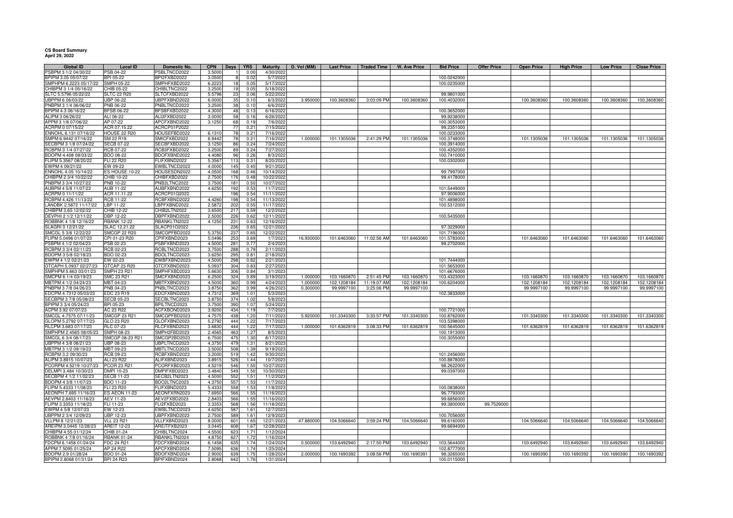**CS Board Summary**
**April 29, 2022**

| Global ID | Local ID | Domestic No. | CPN | Days | YRS | Maturity | D. Vol (MM) | Last Price | Traded Time | W. Ave Price | Bid Price | Offer Price | Open Price | High Price | Low Price | Close Price |
|---|---|---|---|---|---|---|---|---|---|---|---|---|---|---|---|---|
| PSBPM 3 1/2 04/30/22 | PSB 04-22 | PSBLTNCD2022 | 3.5000 | 1 | 0.00 | 4/30/2022 | | | | | | | | | | |
| BPIPM 3.05 05/07/22 | BPI 05-22 | BPI2FXBD2022 | 3.0500 | 8 | 0.02 | 5/7/2022 | | | | | 100.0242000 | | | | | |
| SMPHPM 6.2223 05/17/22 | SMPH 05-22 | SMPHFXBD2022 | 6.2223 | 18 | 0.05 | 5/17/2022 | | | | | 100.0235000 | | | | | |
| CHIBPM 3 1/4 05/18/22 | CHIB 05-22 | CHIBLTNC2022 | 3.2500 | 19 | 0.05 | 5/18/2022 | | | | | | | | | | |
| SLTC 5.5796 05/22/22 | SLTC 22 R20 | SLTCFXBD2022 | 5.5796 | 23 | 0.06 | 5/22/2022 | | | | | 99.9801000 | | | | | |
| UBPPM 6 06/03/22 | UBP 06-22 | UBPFXBND2022 | 6.0000 | 35 | 0.10 | 6/3/2022 | 3.950000 | 100.3608360 | 3:03:09 PM | 100.3608360 | 100.4032000 | | 100.3608360 | 100.3608360 | 100.3608360 | 100.3608360 |
| PNBPM 3 1/4 06/06/22 | PNB 06-22 | PNBLTNCD2022 | 3.2500 | 38 | 0.10 | 6/6/2022 | | | | | | | | | | |
| BPIPM 4.3 06/16/22 | BFSB 06-22 | BFSBFXBD2022 | 4.3000 | 48 | 0.13 | 6/16/2022 | | | | | 100.3652000 | | | | | |
| ALIPM 3 06/26/22 | ALI 06-22 | ALI3FXBD2022 | 3.0000 | 58 | 0.16 | 6/26/2022 | | | | | 99.9238000 | | | | | |
| APPM 3 1/8 07/06/22 | AP 07-22 | APCFXBND2022 | 3.1250 | 68 | 0.19 | 7/6/2022 | | | | | 100.3053000 | | | | | |
| ACRPM 0 07/15/22 | ACR 07.15.22 | ACRCP01P2022 | | 77 | 0.21 | 7/15/2022 | | | | | 99.2351000 | | | | | |
| ENNOHL 6.131 07/16/22 | HOUSE 22 R20 | HOUSEFBD2022 | 6.1310 | 78 | 0.21 | 7/16/2022 | | | | | 100.0233000 | | | | | |
| SMPM 6.9442 07/16/22 | SM 22 R19 | SMICFXBD2022 | 6.9442 | 78 | 0.21 | 7/16/2022 | 1.000000 | 101.1305036 | 2:41:29 PM | 101.1305036 | 100.3748000 | | 101.1305036 | 101.1305036 | 101.1305036 | 101.1305036 |
| SECBPM 3 1/8 07/24/22 | SECB 07-22 | SECBFXBD2022 | 3.1250 | 86 | 0.24 | 7/24/2022 | | | | | 100.3914000 | | | | | |
| RCBPM 3 1/4 07/27/22 | RCB 07-22 | RCB3FXBD2022 | 3.2500 | 89 | 0.24 | 7/27/2022 | | | | | 100.4352000 | | | | | |
| BDOPM 4.408 08/03/22 | BDO 08-22 | BDOFXBND2022 | 4.4080 | 96 | 0.26 | 8/3/2022 | | | | | 100.7410000 | | | | | |
| FLIPM 5.3567 08/20/22 | FLI 22 R20 | FLIFXBND2022 | 5.3567 | 113 | 0.31 | 8/20/2022 | | | | | 100.0302000 | | | | | |
| EWPM 4 09/21/22 | EW 09-22 | EWBLTNCD2022 | 4.0000 | 145 | 0.40 | 9/21/2022 | | | | | | | | | | |
| ENNOHL 4.05 10/14/22 | ES HOUSE 10-22 | HOUSESDN2022 | 4.0500 | 168 | 0.46 | 10/14/2022 | | | | | 99.7997000 | | | | | |
| CHIBPM 2 3/4 10/22/22 | CHIB 10-22 | CHIBFXBD2022 | 2.7500 | 176 | 0.48 | 10/22/2022 | | | | | 99.4178000 | | | | | |
| PNBPM 3 3/4 10/27/22 | PNB 10-22 | PNB2LTNC2022 | 3.7500 | 181 | 0.50 | 10/27/2022 | | | | | | | | | | |
| AUBPM 4 5/8 11/07/22 | AUB 11-22 | AUBFXBND2022 | 4.6250 | 192 | 0.53 | 11/7/2022 | | | | | 101.5449000 | | | | | |
| ACRPM 0 11/11/22 | ACR 11.11.22 | ACRCP01Q2022 | | 196 | 0.54 | 11/11/2022 | | | | | 97.9006000 | | | | | |
| RCBPM 4.426 11/13/22 | RCB 11-22 | RCBFXBND2022 | 4.4260 | 198 | 0.54 | 11/13/2022 | | | | | 101.4898000 | | | | | |
| LANDBK 2.5872 11/17/22 | LBP 11-22 | LBPFXBND2022 | 2.5872 | 202 | 0.55 | 11/17/2022 | | | | | 100.5312000 | | | | | |
| CHIBPM 3.65 12/02/22 | CHIB 12-22 | CHIB2LTN2022 | 3.6500 | 217 | 0.59 | 12/2/2022 | | | | | | | | | | |
| DEVPHI 2 1/2 12/11/22 | DBP 12-22 | DBPFXBND2022 | 2.5000 | 226 | 0.62 | 12/11/2022 | | | | | 100.5435000 | | | | | |
| ROBBNK 4 1/8 12/16/22 | RBANK 12-22 | RBANKLTN2022 | 4.1250 | 231 | 0.63 | 12/16/2022 | | | | | | | | | | |
| SLAGRI 0 12/21/22 | SLAC 12.21.22 | SLACP01O2022 | | 236 | 0.65 | 12/21/2022 | | | | | 97.3229000 | | | | | |
| SMCGL 5 3/8 12/22/22 | SMCGP 22 R20 | SMCGPFBD2022 | 5.3750 | 237 | 0.65 | 12/22/2022 | | | | | 101.7196000 | | | | | |
| FLIPM 5.0496 01/07/23 | CPI 01-23 R20 | CPIFXBND2023 | 5.0496 | 253 | 0.69 | 1/7/2023 | 16.930000 | 101.6463060 | 11:02:56 AM | 101.6463060 | 101.5783000 | | 101.6463060 | 101.6463060 | 101.6463060 | 101.6463060 |
| PSBPM 4 1/2 02/04/23 | PSB 02-23 | PSBFXBND2023 | 4.5000 | 281 | 0.77 | 2/4/2023 | | | | | 99.2702000 | | | | | |
| RCBPM 3 3/4 02/11/23 | RCB 02-23 | RCBLTNCD2023 | 3.7500 | 288 | 0.79 | 2/11/2023 | | | | | | | | | | |
| BDOPM 3 5/8 02/18/23 | BDO 02-23 | BDOLTNCD2023 | 3.6250 | 295 | 0.81 | 2/18/2023 | | | | | | | | | | |
| EWPM 4 1/2 02/21/23 | EW 02-23 | EWBFXBND2023 | 4.5000 | 298 | 0.82 | 2/21/2023 | | | | | 101.7444000 | | | | | |
| GTCAPH 5.0937 02/27/23 | GTCAP 23 R20 | GTCFXBND2023 | 5.0937 | 304 | 0.83 | 2/27/2023 | | | | | 101.5653000 | | | | | |
| SMPHPM 5.663 03/01/23 | SMPH 23 R21 | SMPHFXBD2023 | 5.6630 | 306 | 0.84 | 3/1/2023 | | | | | 101.6676000 | | | | | |
| SMCPM 6 1/4 03/19/23 | SMC 23 R21 | SMCFXBND2023 | 6.2500 | 324 | 0.89 | 3/19/2023 | 1.000000 | 103.1660870 | 2:51:45 PM | 103.1660870 | 103.4323000 | | 103.1660870 | 103.1660870 | 103.1660870 | 103.1660870 |
| MBTPM 4 1/2 04/24/23 | MBT 04-23 | MBTFXBND2023 | 4.5000 | 360 | 0.99 | 4/24/2023 | 1.000000 | 102.1208184 | 11:19:07 AM | 102.1208184 | 100.6204000 | | 102.1208184 | 102.1208184 | 102.1208184 | 102.1208184 |
| PNBPM 3 7/8 04/26/23 | PNB 04-23 | PNBLTNCD2023 | 3.8750 | 362 | 0.99 | 4/26/2023 | 0.300000 | 99.9997100 | 3:25:06 PM | 99.9997100 | | | 99.9997100 | 99.9997100 | 99.9997100 | 99.9997100 |
| EDCPM 4.7312 05/03/23 | EDC 23 R19 | EDCFXBND2023 | 4.7312 | 369 | 1.01 | 5/3/2023 | | | | | 102.3833000 | | | | | |
| SECBPM 3 7/8 05/08/23 | SECB 05-23 | SECBLTNC2023 | 3.8750 | 374 | 1.02 | 5/8/2023 | | | | | | | | | | |
| BPIPM 3 3/4 05/24/23 | BPI 05-23 | BPILTNCD2023 | 3.7500 | 390 | 1.07 | 5/24/2023 | | | | | | | | | | |
| ACPM 3.92 07/07/23 | AC 23 R22 | ACFXBOND2023 | 3.9200 | 434 | 1.19 | 7/7/2023 | | | | | 100.7721000 | | | | | |
| SMCGL 4.7575 07/11/23 | SMCGP 23 R21 | SMCGPFBD2023 | 4.7575 | 438 | 1.20 | 7/11/2023 | 5.920000 | 101.3340300 | 3:33:57 PM | 101.3340300 | 100.8762000 | | 101.3340300 | 101.3340300 | 101.3340300 | 101.3340300 |
| GLOPM 5.2792 07/17/23 | GLO 23 R20 | GLOFXBND2023 | 5.2792 | 444 | 1.22 | 7/17/2023 | | | | | 103.5398000 | | | | | |
| RLCPM 3.683 07/17/23 | RLC 07-23 | RLCFXBND2023 | 3.6830 | 444 | 1.22 | 7/17/2023 | 1.000000 | 101.6362819 | 3:08:33 PM | 101.6362819 | 100.5645000 | | 101.6362819 | 101.6362819 | 101.6362819 | 101.6362819 |
| SMPHPM 2.4565 08/05/23 | SMPH 08-23 | SMPH2FBD2023 | 2.4565 | 463 | 1.27 | 8/5/2023 | | | | | 100.1913000 | | | | | |
| SMCGL 6 3/4 08/17/23 | SMCGP 08-23 R21 | SMCGP2BD2023 | 6.7500 | 475 | 1.30 | 8/17/2023 | | | | | 100.3055000 | | | | | |
| UBPPM 4 3/8 08/21/23 | UBP 08-23 | UBPLTNCD2023 | 4.3750 | 479 | 1.31 | 8/21/2023 | | | | | | | | | | |
| MBTPM 3 1/2 09/19/23 | MBT 09-23 | MBTLTNCD2023 | 3.5000 | 508 | 1.39 | 9/19/2023 | | | | | | | | | | |
| RCBPM 3.2 09/30/23 | RCB 09-23 | RCBFXBND2023 | 3.2000 | 519 | 1.42 | 9/30/2023 | | | | | 101.2456000 | | | | | |
| ALIPM 3.8915 10/07/23 | ALI 23 R22 | ALIFXBND2023 | 3.8915 | 526 | 1.44 | 10/7/2023 | | | | | 100.8878000 | | | | | |
| PCORPM 4.5219 10/27/23 | PCOR 23 R21 | PCORFXBD2023 | 4.5219 | 546 | 1.50 | 10/27/2023 | | | | | 98.2622000 | | | | | |
| DELMPI 3.484 10/30/23 | DMPI 10-23 | DMPIFXBD2023 | 3.4840 | 549 | 1.50 | 10/30/2023 | | | | | 99.0397000 | | | | | |
| SECBPM 4 1/2 11/02/23 | SECB 11-23 | SECB2LTN2023 | 4.5000 | 552 | 1.51 | 11/2/2023 | | | | | | | | | | |
| BDOPM 4 3/8 11/07/23 | BDO 11-23 | BDO2LTNC2023 | 4.3750 | 557 | 1.53 | 11/7/2023 | | | | | | | | | | |
| FLIPM 5.4333 11/08/23 | FLI 23 R20 | FLIFXBND2023 | 5.4333 | 558 | 1.53 | 11/8/2023 | | | | | 100.0838000 | | | | | |
| AEONPH 7.695 11/16/23 | ES AEON 11-23 | AEONFXRN2023 | 7.6950 | 566 | 1.55 | 11/16/2023 | | | | | 96.7793000 | | | | | |
| AEVPM 2.8403 11/16/23 | AEV 11-23 | AEV2FXBD2023 | 2.8403 | 566 | 1.55 | 11/16/2023 | | | | | 99.6856000 | | | | | |
| FLIPM 3.3353 11/18/23 | FLI 11-23 | FLI2FXBD2023 | 3.3353 | 568 | 1.56 | 11/18/2023 | | | | | 99.3800000 | 99.7529000 | | | | |
| EWPM 4 5/8 12/07/23 | EW 12-23 | EWBLTNCD2023 | 4.6250 | 587 | 1.61 | 12/7/2023 | | | | | | | | | | |
| UBPPM 2 3/4 12/09/23 | UBP 12-23 | UBPFXBND2023 | 2.7500 | 589 | 1.61 | 12/9/2023 | | | | | 100.7056000 | | | | | |
| VLLPM 8 12/21/23 | VLL 23 R21 | VLLFXBND2023 | 8.0000 | 601 | 1.65 | 12/21/2023 | 47.880000 | 104.5066640 | 3:59:24 PM | 104.5066640 | 99.6160000 | | 104.5066640 | 104.5066640 | 104.5066640 | 104.5066640 |
| AREIPM 3.0445 12/28/23 | AREIT 12-23 | AREITFXB2023 | 3.0445 | 608 | 1.67 | 12/28/2023 | | | | | 99.6694000 | | | | | |
| CHIBPM 4.55 01/12/24 | CHIB 01-24 | CHIBLTNC2024 | 4.5500 | 623 | 1.71 | 1/12/2024 | | | | | | | | | | |
| ROBBNK 4 7/8 01/16/24 | RBANK 01-24 | RBANKLTN2024 | 4.8750 | 627 | 1.72 | 1/16/2024 | | | | | | | | | | |
| FDCPM 6.1458 01/24/24 | FDC 24 R21 | FDCFXBND2024 | 6.1458 | 635 | 1.74 | 1/24/2024 | 0.500000 | 103.6492940 | 2:17:50 PM | 103.6492940 | 103.5644000 | | 103.6492940 | 103.6492940 | 103.6492940 | 103.6492940 |
| APPM 7.5095 01/25/24 | AP 24 R22 | APCFXBND2024 | 7.5095 | 636 | 1.74 | 1/25/2024 | | | | | 102.8777000 | | | | | |
| BDOPM 2.9 01/28/24 | BDO 01-24 | BDOFXBND2024 | 2.9000 | 639 | 1.75 | 1/28/2024 | 2.000000 | 100.1690392 | 3:08:56 PM | 100.1690391 | 98.3265000 | | 100.1690390 | 100.1690392 | 100.1690390 | 100.1690392 |
| BPIPM 2.8068 01/31/24 | BPI 24 R23 | BPIFXBND2024 | 2.8068 | 642 | 1.76 | 1/31/2024 | | | | | 100.0115000 | | | | | |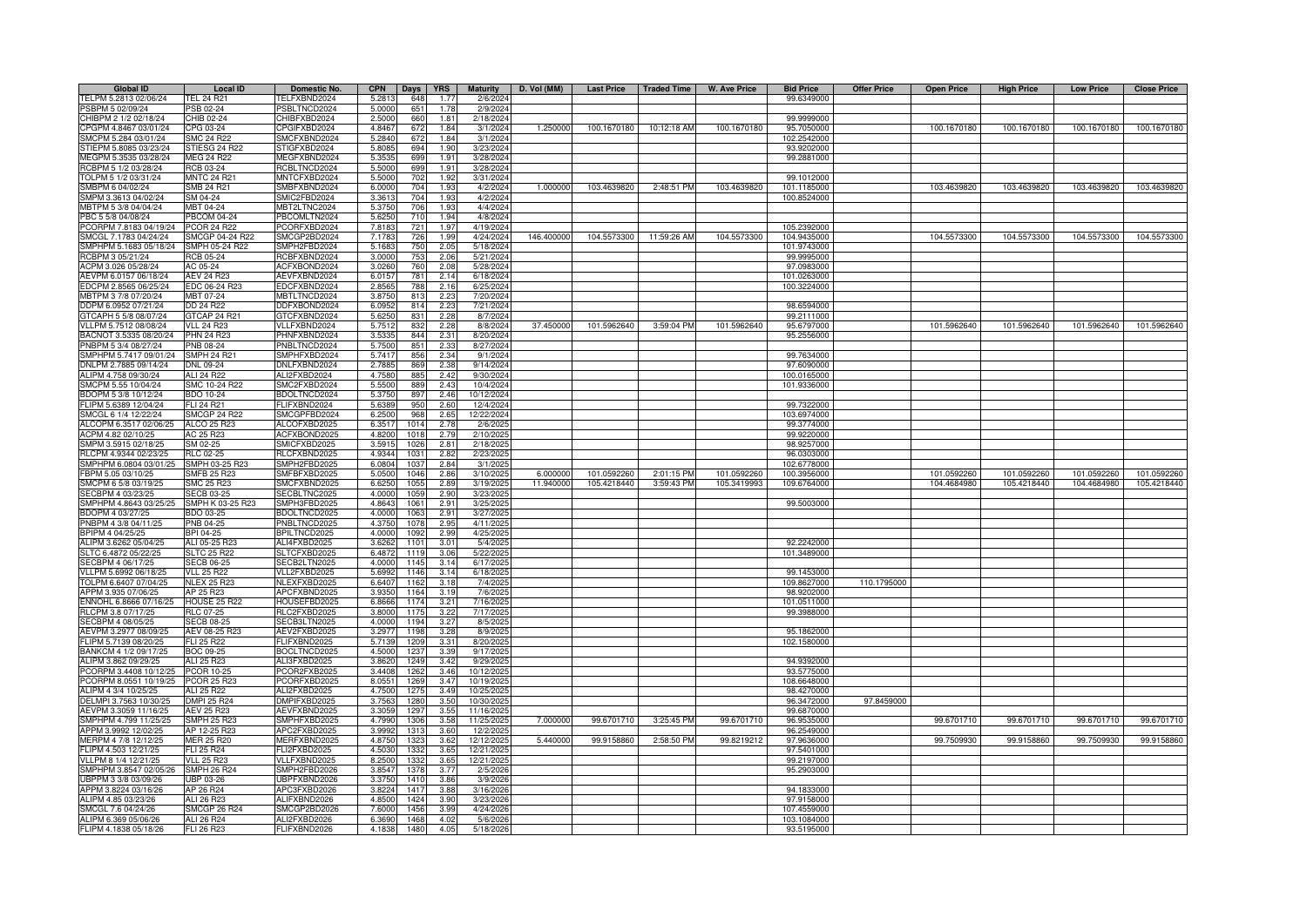| Global ID | Local ID | Domestic No. | CPN | Days | YRS | Maturity | D. Vol (MM) | Last Price | Traded Time | W. Ave Price | Bid Price | Offer Price | Open Price | High Price | Low Price | Close Price |
|---|---|---|---|---|---|---|---|---|---|---|---|---|---|---|---|---|
| TELPM 5.2813 02/06/24 | TEL 24 R21 | TELFXBND2024 | 5.2813 | 648 | 1.77 | 2/6/2024 | | | | | 99.6349000 | | | | | |
| PSBPM 5 02/09/24 | PSB 02-24 | PSBLTNCD2024 | 5.0000 | 651 | 1.78 | 2/9/2024 | | | | | | | | | | |
| CHIBPM 2 1/2 02/18/24 | CHIB 02-24 | CHIBFXBD2024 | 2.5000 | 660 | 1.81 | 2/18/2024 | | | | | 99.9999000 | | | | | |
| CPGPM 4.8467 03/01/24 | CPG 03-24 | CPGIFXBD2024 | 4.8467 | 672 | 1.84 | 3/1/2024 | 1.250000 | 100.1670180 | 10:12:18 AM | 100.1670180 | 95.7050000 | | 100.1670180 | 100.1670180 | 100.1670180 | 100.1670180 |
| SMCPM 5.284 03/01/24 | SMC 24 R22 | SMCFXBND2024 | 5.2840 | 672 | 1.84 | 3/1/2024 | | | | | 102.2542000 | | | | | |
| STIEPM 5.8085 03/23/24 | STIESG 24 R22 | STIGFXBD2024 | 5.8085 | 694 | 1.90 | 3/23/2024 | | | | | 93.9202000 | | | | | |
| MEGPM 5.3535 03/28/24 | MEG 24 R22 | MEGFXBND2024 | 5.3535 | 699 | 1.91 | 3/28/2024 | | | | | 99.2881000 | | | | | |
| RCBPM 5 1/2 03/28/24 | RCB 03-24 | RCBLTNCD2024 | 5.5000 | 699 | 1.91 | 3/28/2024 | | | | | | | | | | |
| TOLPM 5 1/2 03/31/24 | MNTC 24 R21 | MNTCFXBD2024 | 5.5000 | 702 | 1.92 | 3/31/2024 | | | | | 99.1012000 | | | | | |
| SMBPM 6 04/02/24 | SMB 24 R21 | SMBFXBND2024 | 6.0000 | 704 | 1.93 | 4/2/2024 | 1.000000 | 103.4639820 | 2:48:51 PM | 103.4639820 | 101.1185000 | | 103.4639820 | 103.4639820 | 103.4639820 | 103.4639820 |
| SMPM 3.3613 04/02/24 | SM 04-24 | SMIC2FBD2024 | 3.3613 | 704 | 1.93 | 4/2/2024 | | | | | 100.8524000 | | | | | |
| MBTPM 5 3/8 04/04/24 | MBT 04-24 | MBT2LTNC2024 | 5.3750 | 706 | 1.93 | 4/4/2024 | | | | | | | | | | |
| PBC 5 5/8 04/08/24 | PBCOM 04-24 | PBCOMLTN2024 | 5.6250 | 710 | 1.94 | 4/8/2024 | | | | | | | | | | |
| PCORPM 7.8183 04/19/24 | PCOR 24 R22 | PCORFXBD2024 | 7.8183 | 721 | 1.97 | 4/19/2024 | | | | | 105.2392000 | | | | | |
| SMCGL 7.1783 04/24/24 | SMCGP 04-24 R22 | SMCGP2BD2024 | 7.1783 | 726 | 1.99 | 4/24/2024 | 146.400000 | 104.5573300 | 11:59:26 AM | 104.5573300 | 104.9435000 | | 104.5573300 | 104.5573300 | 104.5573300 | 104.5573300 |
| SMPHPM 5.1683 05/18/24 | SMPH 05-24 R22 | SMPH2FBD2024 | 5.1683 | 750 | 2.05 | 5/18/2024 | | | | | 101.9743000 | | | | | |
| RCBPM 3 05/21/24 | RCB 05-24 | RCBFXBND2024 | 3.0000 | 753 | 2.06 | 5/21/2024 | | | | | 99.9995000 | | | | | |
| ACPM 3.026 05/28/24 | AC 05-24 | ACFXBOND2024 | 3.0260 | 760 | 2.08 | 5/28/2024 | | | | | 97.0983000 | | | | | |
| AEVPM 6.0157 06/18/24 | AEV 24 R23 | AEVFXBND2024 | 6.0157 | 781 | 2.14 | 6/18/2024 | | | | | 101.0263000 | | | | | |
| EDCPM 2.8565 06/25/24 | EDC 06-24 R23 | EDCFXBND2024 | 2.8565 | 788 | 2.16 | 6/25/2024 | | | | | 100.3224000 | | | | | |
| MBTPM 3 7/8 07/20/24 | MBT 07-24 | MBTLTNCD2024 | 3.8750 | 813 | 2.23 | 7/20/2024 | | | | | | | | | | |
| DDPM 6.0952 07/21/24 | DD 24 R22 | DDFXBOND2024 | 6.0952 | 814 | 2.23 | 7/21/2024 | | | | | 98.6594000 | | | | | |
| GTCAPH 5 5/8 08/07/24 | GTCAP 24 R21 | GTCFXBND2024 | 5.6250 | 831 | 2.28 | 8/7/2024 | | | | | 99.2111000 | | | | | |
| VLLPM 5.7512 08/08/24 | VLL 24 R23 | VLLFXBND2024 | 5.7512 | 832 | 2.28 | 8/8/2024 | 37.450000 | 101.5962640 | 3:59:04 PM | 101.5962640 | 95.6797000 | | 101.5962640 | 101.5962640 | 101.5962640 | 101.5962640 |
| BACNOT 3.5335 08/20/24 | PHN 24 R23 | PHNFXBND2024 | 3.5335 | 844 | 2.31 | 8/20/2024 | | | | | 95.2556000 | | | | | |
| PNBPM 5 3/4 08/27/24 | PNB 08-24 | PNBLTNCD2024 | 5.7500 | 851 | 2.33 | 8/27/2024 | | | | | | | | | | |
| SMPHPM 5.7417 09/01/24 | SMPH 24 R21 | SMPHFXBD2024 | 5.7417 | 856 | 2.34 | 9/1/2024 | | | | | 99.7634000 | | | | | |
| DNLPM 2.7885 09/14/24 | DNL 09-24 | DNLFXBND2024 | 2.7885 | 869 | 2.38 | 9/14/2024 | | | | | 97.6090000 | | | | | |
| ALIPM 4.758 09/30/24 | ALI 24 R22 | ALI2FXBD2024 | 4.7580 | 885 | 2.42 | 9/30/2024 | | | | | 100.0165000 | | | | | |
| SMCPM 5.55 10/04/24 | SMC 10-24 R22 | SMC2FXBD2024 | 5.5500 | 889 | 2.43 | 10/4/2024 | | | | | 101.9336000 | | | | | |
| BDOPM 5 3/8 10/12/24 | BDO 10-24 | BDOLTNCD2024 | 5.3750 | 897 | 2.46 | 10/12/2024 | | | | | | | | | | |
| FLIPM 5.6389 12/04/24 | FLI 24 R21 | FLIFXBND2024 | 5.6389 | 950 | 2.60 | 12/4/2024 | | | | | 99.7322000 | | | | | |
| SMCGL 6 1/4 12/22/24 | SMCGP 24 R22 | SMCGPFBD2024 | 6.2500 | 968 | 2.65 | 12/22/2024 | | | | | 103.6974000 | | | | | |
| ALCOPM 6.3517 02/06/25 | ALCO 25 R23 | ALCOFXBD2025 | 6.3517 | 1014 | 2.78 | 2/6/2025 | | | | | 99.3774000 | | | | | |
| ACPM 4.82 02/10/25 | AC 25 R23 | ACFXBOND2025 | 4.8200 | 1018 | 2.79 | 2/10/2025 | | | | | 99.9220000 | | | | | |
| SMPM 3.5915 02/18/25 | SM 02-25 | SMICFXBD2025 | 3.5915 | 1026 | 2.81 | 2/18/2025 | | | | | 98.9257000 | | | | | |
| RLCPM 4.9344 02/23/25 | RLC 02-25 | RLCFXBND2025 | 4.9344 | 1031 | 2.82 | 2/23/2025 | | | | | 96.0303000 | | | | | |
| SMPHPM 6.0804 03/01/25 | SMPH 03-25 R23 | SMPH2FBD2025 | 6.0804 | 1037 | 2.84 | 3/1/2025 | | | | | 102.6778000 | | | | | |
| FBPM 5.05 03/10/25 | SMFB 25 R23 | SMFBFXBD2025 | 5.0500 | 1046 | 2.86 | 3/10/2025 | 6.000000 | 101.0592260 | 2:01:15 PM | 101.0592260 | 100.3956000 | | 101.0592260 | 101.0592260 | 101.0592260 | 101.0592260 |
| SMCPM 6 5/8 03/19/25 | SMC 25 R23 | SMCFXBND2025 | 6.6250 | 1055 | 2.89 | 3/19/2025 | 11.940000 | 105.4218440 | 3:59:43 PM | 105.3419993 | 109.6764000 | | 104.4684980 | 105.4218440 | 104.4684980 | 105.4218440 |
| SECBPM 4 03/23/25 | SECB 03-25 | SECBLTNC2025 | 4.0000 | 1059 | 2.90 | 3/23/2025 | | | | | | | | | | |
| SMPHPM 4.8643 03/25/25 | SMPH K 03-25 R23 | SMPH3FBD2025 | 4.8643 | 1061 | 2.91 | 3/25/2025 | | | | | 99.5003000 | | | | | |
| BDOPM 4 03/27/25 | BDO 03-25 | BDOLTNCD2025 | 4.0000 | 1063 | 2.91 | 3/27/2025 | | | | | | | | | | |
| PNBPM 4 3/8 04/11/25 | PNB 04-25 | PNBLTNCD2025 | 4.3750 | 1078 | 2.95 | 4/11/2025 | | | | | | | | | | |
| BPIPM 4 04/25/25 | BPI 04-25 | BPILTNCD2025 | 4.0000 | 1092 | 2.99 | 4/25/2025 | | | | | | | | | | |
| ALIPM 3.6262 05/04/25 | ALI 05-25 R23 | ALI4FXBD2025 | 3.6262 | 1101 | 3.01 | 5/4/2025 | | | | | 92.2242000 | | | | | |
| SLTC 6.4872 05/22/25 | SLTC 25 R22 | SLTCFXBD2025 | 6.4872 | 1119 | 3.06 | 5/22/2025 | | | | | 101.3489000 | | | | | |
| SECBPM 4 06/17/25 | SECB 06-25 | SECB2LTN2025 | 4.0000 | 1145 | 3.14 | 6/17/2025 | | | | | | | | | | |
| VLLPM 5.6992 06/18/25 | VLL 25 R22 | VLL2FXBD2025 | 5.6992 | 1146 | 3.14 | 6/18/2025 | | | | | 99.1453000 | | | | | |
| TOLPM 6.6407 07/04/25 | NLEX 25 R23 | NLEXFXBD2025 | 6.6407 | 1162 | 3.18 | 7/4/2025 | | | | | 109.8627000 | 110.1795000 | | | | |
| APPM 3.935 07/06/25 | AP 25 R23 | APCFXBND2025 | 3.9350 | 1164 | 3.19 | 7/6/2025 | | | | | 98.9202000 | | | | | |
| ENNOHL 6.8666 07/16/25 | HOUSE 25 R22 | HOUSEFBD2025 | 6.8666 | 1174 | 3.21 | 7/16/2025 | | | | | 101.0511000 | | | | | |
| RLCPM 3.8 07/17/25 | RLC 07-25 | RLC2FXBD2025 | 3.8000 | 1175 | 3.22 | 7/17/2025 | | | | | 99.3988000 | | | | | |
| SECBPM 4 08/05/25 | SECB 08-25 | SECB3LTN2025 | 4.0000 | 1194 | 3.27 | 8/5/2025 | | | | | | | | | | |
| AEVPM 3.2977 08/09/25 | AEV 08-25 R23 | AEV2FXBD2025 | 3.2977 | 1198 | 3.28 | 8/9/2025 | | | | | 95.1862000 | | | | | |
| FLIPM 5.7139 08/20/25 | FLI 25 R22 | FLIFXBND2025 | 5.7139 | 1209 | 3.31 | 8/20/2025 | | | | | 102.1580000 | | | | | |
| BANKCM 4 1/2 09/17/25 | BOC 09-25 | BOCLTNCD2025 | 4.5000 | 1237 | 3.39 | 9/17/2025 | | | | | | | | | | |
| ALIPM 3.862 09/29/25 | ALI 25 R23 | ALI3FXBD2025 | 3.8620 | 1249 | 3.42 | 9/29/2025 | | | | | 94.9392000 | | | | | |
| PCORPM 3.4408 10/12/25 | PCOR 10-25 | PCOR2FXB2025 | 3.4408 | 1262 | 3.46 | 10/12/2025 | | | | | 93.5775000 | | | | | |
| PCORPM 8.0551 10/19/25 | PCOR 25 R23 | PCORFXBD2025 | 8.0551 | 1269 | 3.47 | 10/19/2025 | | | | | 108.6648000 | | | | | |
| ALIPM 4 3/4 10/25/25 | ALI 25 R22 | ALI2FXBD2025 | 4.7500 | 1275 | 3.49 | 10/25/2025 | | | | | 98.4270000 | | | | | |
| DELMPI 3.7563 10/30/25 | DMPI 25 R24 | DMPIFXBD2025 | 3.7563 | 1280 | 3.50 | 10/30/2025 | | | | | 96.3472000 | 97.8459000 | | | | |
| AEVPM 3.3059 11/16/25 | AEV 25 R23 | AEVFXBND2025 | 3.3059 | 1297 | 3.55 | 11/16/2025 | | | | | 99.6870000 | | | | | |
| SMPHPM 4.799 11/25/25 | SMPH 25 R23 | SMPHFXBD2025 | 4.7990 | 1306 | 3.58 | 11/25/2025 | 7.000000 | 99.6701710 | 3:25:45 PM | 99.6701710 | 96.9535000 | | 99.6701710 | 99.6701710 | 99.6701710 | 99.6701710 |
| APPM 3.9992 12/02/25 | AP 12-25 R23 | APC2FXBD2025 | 3.9992 | 1313 | 3.60 | 12/2/2025 | | | | | 96.2549000 | | | | | |
| MERPM 4 7/8 12/12/25 | MER 25 R20 | MERFXBND2025 | 4.8750 | 1323 | 3.62 | 12/12/2025 | 5.440000 | 99.9158860 | 2:58:50 PM | 99.8219212 | 97.9636000 | | 99.7509930 | 99.9158860 | 99.7509930 | 99.9158860 |
| FLIPM 4.503 12/21/25 | FLI 25 R24 | FLI2FXBD2025 | 4.5030 | 1332 | 3.65 | 12/21/2025 | | | | | 97.5401000 | | | | | |
| VLLPM 8 1/4 12/21/25 | VLL 25 R23 | VLLFXBND2025 | 8.2500 | 1332 | 3.65 | 12/21/2025 | | | | | 99.2197000 | | | | | |
| SMPHPM 3.8547 02/05/26 | SMPH 26 R24 | SMPH2FBD2026 | 3.8547 | 1378 | 3.77 | 2/5/2026 | | | | | 95.2903000 | | | | | |
| UBPPM 3 3/8 03/09/26 | UBP 03-26 | UBPFXBND2026 | 3.3750 | 1410 | 3.86 | 3/9/2026 | | | | | | | | | | |
| APPM 3.8224 03/16/26 | AP 26 R24 | APC3FXBD2026 | 3.8224 | 1417 | 3.88 | 3/16/2026 | | | | | 94.1833000 | | | | | |
| ALIPM 4.85 03/23/26 | ALI 26 R23 | ALIFXBND2026 | 4.8500 | 1424 | 3.90 | 3/23/2026 | | | | | 97.9158000 | | | | | |
| SMCGL 7.6 04/24/26 | SMCGP 26 R24 | SMCGP2BD2026 | 7.6000 | 1456 | 3.99 | 4/24/2026 | | | | | 107.4559000 | | | | | |
| ALIPM 6.369 05/06/26 | ALI 26 R24 | ALI2FXBD2026 | 6.3690 | 1468 | 4.02 | 5/6/2026 | | | | | 103.1084000 | | | | | |
| FLIPM 4.1838 05/18/26 | FLI 26 R23 | FLIFXBND2026 | 4.1838 | 1480 | 4.05 | 5/18/2026 | | | | | 93.5195000 | | | | | |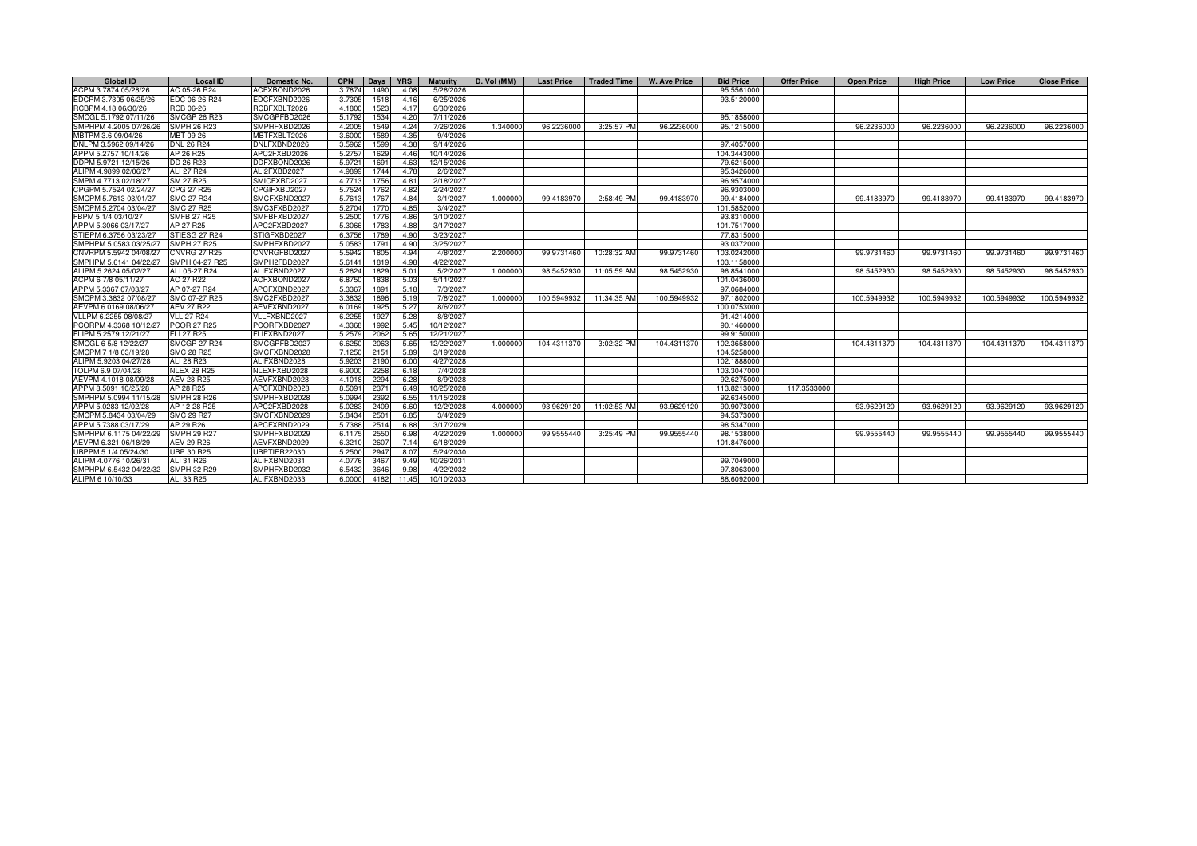| Global ID | Local ID | Domestic No. | CPN | Days | YRS | Maturity | D. Vol (MM) | Last Price | Traded Time | W. Ave Price | Bid Price | Offer Price | Open Price | High Price | Low Price | Close Price |
|---|---|---|---|---|---|---|---|---|---|---|---|---|---|---|---|---|
| ACPM 3.7874 05/28/26 | AC 05-26 R24 | ACFXBOND2026 | 3.7874 | 1490 | 4.08 | 5/28/2026 | | | | | 95.5561000 | | | | | |
| EDCPM 3.7305 06/25/26 | EDC 06-26 R24 | EDCFXBND2026 | 3.7305 | 1518 | 4.16 | 6/25/2026 | | | | | 93.5120000 | | | | | |
| RCBPM 4.18 06/30/26 | RCB 06-26 | RCBFXBLT2026 | 4.1800 | 1523 | 4.17 | 6/30/2026 | | | | | 95.1858000 | | | | | |
| SMCGL 5.1792 07/11/26 | SMCGP 26 R23 | SMCGPFBD2026 | 5.1792 | 1534 | 4.20 | 7/11/2026 | | | | | 95.1858000 | | | | | |
| SMPHPM 4.2005 07/26/26 | SMPH 26 R23 | SMPHFXBD2026 | 4.2005 | 1549 | 4.24 | 7/26/2026 | 1.340000 | 96.2236000 | 3:25:57 PM | 96.2236000 | 95.1215000 | | 96.2236000 | 96.2236000 | 96.2236000 | 96.2236000 |
| MBTPM 3.6 09/04/26 | MBT 09-26 | MBTFXBLT2026 | 3.6000 | 1589 | 4.35 | 9/4/2026 | | | | | | | | | | |
| DNLPM 3.5962 09/14/26 | DNL 26 R24 | DNLFXBND2026 | 3.5962 | 1599 | 4.38 | 9/14/2026 | | | | | 97.4057000 | | | | | |
| APPM 5.2757 10/14/26 | AP 26 R25 | APC2FXBD2026 | 5.2757 | 1629 | 4.46 | 10/14/2026 | | | | | 104.3443000 | | | | | |
| DDPM 5.9721 12/15/26 | DD 26 R23 | DDFXBOND2026 | 5.9721 | 1691 | 4.63 | 12/15/2026 | | | | | 79.6215000 | | | | | |
| ALIPM 4.9899 02/06/27 | ALI 27 R24 | ALI2FXBD2027 | 4.9899 | 1744 | 4.78 | 2/6/2027 | | | | | 95.3426000 | | | | | |
| SMPM 4.7713 02/18/27 | SM 27 R25 | SMICFXBD2027 | 4.7713 | 1756 | 4.81 | 2/18/2027 | | | | | 96.9574000 | | | | | |
| CPGPM 5.7524 02/24/27 | CPG 27 R25 | CPGIFXBD2027 | 5.7524 | 1762 | 4.82 | 2/24/2027 | | | | | 96.9303000 | | | | | |
| SMCPM 5.7613 03/01/27 | SMC 27 R24 | SMCFXBND2027 | 5.7613 | 1767 | 4.84 | 3/1/2027 | 1.000000 | 99.4183970 | 2:58:49 PM | 99.4183970 | 99.4184000 | | 99.4183970 | 99.4183970 | 99.4183970 | 99.4183970 |
| SMCPM 5.2704 03/04/27 | SMC 27 R25 | SMC3FXBD2027 | 5.2704 | 1770 | 4.85 | 3/4/2027 | | | | | 101.5852000 | | | | | |
| FBPM 5 1/4 03/10/27 | SMFB 27 R25 | SMFBFXBD2027 | 5.2500 | 1776 | 4.86 | 3/10/2027 | | | | | 93.8310000 | | | | | |
| APPM 5.3066 03/17/27 | AP 27 R25 | APC2FXBD2027 | 5.3066 | 1783 | 4.88 | 3/17/2027 | | | | | 101.7517000 | | | | | |
| STIEPM 6.3756 03/23/27 | STIESG 27 R24 | STIGFXBD2027 | 6.3756 | 1789 | 4.90 | 3/23/2027 | | | | | 77.8315000 | | | | | |
| SMPHPM 5.0583 03/25/27 | SMPH 27 R25 | SMPHFXBD2027 | 5.0583 | 1791 | 4.90 | 3/25/2027 | | | | | 93.0372000 | | | | | |
| CNVRPM 5.5942 04/08/27 | CNVRG 27 R25 | CNVRGFBD2027 | 5.5942 | 1805 | 4.94 | 4/8/2027 | 2.200000 | 99.9731460 | 10:28:32 AM | 99.9731460 | 103.0242000 | | 99.9731460 | 99.9731460 | 99.9731460 | 99.9731460 |
| SMPHPM 5.6141 04/22/27 | SMPH 04-27 R25 | SMPH2FBD2027 | 5.6141 | 1819 | 4.98 | 4/22/2027 | | | | | 103.1158000 | | | | | |
| ALIPM 5.2624 05/02/27 | ALI 05-27 R24 | ALIFXBND2027 | 5.2624 | 1829 | 5.01 | 5/2/2027 | 1.000000 | 98.5452930 | 11:05:59 AM | 98.5452930 | 96.8541000 | | 98.5452930 | 98.5452930 | 98.5452930 | 98.5452930 |
| ACPM 6 7/8 05/11/27 | AC 27 R22 | ACFXBOND2027 | 6.8750 | 1838 | 5.03 | 5/11/2027 | | | | | 101.0436000 | | | | | |
| APPM 5.3367 07/03/27 | AP 07-27 R24 | APCFXBND2027 | 5.3367 | 1891 | 5.18 | 7/3/2027 | | | | | 97.0684000 | | | | | |
| SMCPM 3.3832 07/08/27 | SMC 07-27 R25 | SMC2FXBD2027 | 3.3832 | 1896 | 5.19 | 7/8/2027 | 1.000000 | 100.5949932 | 11:34:35 AM | 100.5949932 | 97.1802000 | | 100.5949932 | 100.5949932 | 100.5949932 | 100.5949932 |
| AEVPM 6.0169 08/06/27 | AEV 27 R22 | AEVFXBND2027 | 6.0169 | 1925 | 5.27 | 8/6/2027 | | | | | 100.0753000 | | | | | |
| VLLPM 6.2255 08/08/27 | VLL 27 R24 | VLLFXBND2027 | 6.2255 | 1927 | 5.28 | 8/8/2027 | | | | | 91.4214000 | | | | | |
| PCORPM 4.3368 10/12/27 | PCOR 27 R25 | PCORFXBD2027 | 4.3368 | 1992 | 5.45 | 10/12/2027 | | | | | 90.1460000 | | | | | |
| FLIPM 5.2579 12/21/27 | FLI 27 R25 | FLIFXBND2027 | 5.2579 | 2062 | 5.65 | 12/21/2027 | | | | | 99.9150000 | | | | | |
| SMCGL 6 5/8 12/22/27 | SMCGP 27 R24 | SMCGPFBD2027 | 6.6250 | 2063 | 5.65 | 12/22/2027 | 1.000000 | 104.4311370 | 3:02:32 PM | 104.4311370 | 102.3658000 | | 104.4311370 | 104.4311370 | 104.4311370 | 104.4311370 |
| SMCPM 7 1/8 03/19/28 | SMC 28 R25 | SMCFXBND2028 | 7.1250 | 2151 | 5.89 | 3/19/2028 | | | | | 104.5258000 | | | | | |
| ALIPM 5.9203 04/27/28 | ALI 28 R23 | ALIFXBND2028 | 5.9203 | 2190 | 6.00 | 4/27/2028 | | | | | 102.1888000 | | | | | |
| TOLPM 6.9 07/04/28 | NLEX 28 R25 | NLEXFXBD2028 | 6.9000 | 2258 | 6.18 | 7/4/2028 | | | | | 103.3047000 | | | | | |
| AEVPM 4.1018 08/09/28 | AEV 28 R25 | AEVFXBND2028 | 4.1018 | 2294 | 6.28 | 8/9/2028 | | | | | 92.6275000 | | | | | |
| APPM 8.5091 10/25/28 | AP 28 R25 | APCFXBND2028 | 8.5091 | 2371 | 6.49 | 10/25/2028 | | | | | 113.8213000 | 117.3533000 | | | | |
| SMPHPM 5.0994 11/15/28 | SMPH 28 R26 | SMPHFXBD2028 | 5.0994 | 2392 | 6.55 | 11/15/2028 | | | | | 92.6345000 | | | | | |
| APPM 5.0283 12/02/28 | AP 12-28 R25 | APC2FXBD2028 | 5.0283 | 2409 | 6.60 | 12/2/2028 | 4.000000 | 93.9629120 | 11:02:53 AM | 93.9629120 | 90.9073000 | | 93.9629120 | 93.9629120 | 93.9629120 | 93.9629120 |
| SMCPM 5.8434 03/04/29 | SMC 29 R27 | SMCFXBND2029 | 5.8434 | 2501 | 6.85 | 3/4/2029 | | | | | 94.5373000 | | | | | |
| APPM 5.7388 03/17/29 | AP 29 R26 | APCFXBND2029 | 5.7388 | 2514 | 6.88 | 3/17/2029 | | | | | 98.5347000 | | | | | |
| SMPHPM 6.1175 04/22/29 | SMPH 29 R27 | SMPHFXBD2029 | 6.1175 | 2550 | 6.98 | 4/22/2029 | 1.000000 | 99.9555440 | 3:25:49 PM | 99.9555440 | 98.1538000 | | 99.9555440 | 99.9555440 | 99.9555440 | 99.9555440 |
| AEVPM 6.321 06/18/29 | AEV 29 R26 | AEVFXBND2029 | 6.3210 | 2607 | 7.14 | 6/18/2029 | | | | | 101.8476000 | | | | | |
| UBPPM 5 1/4 05/24/30 | UBP 30 R25 | UBPTIER22030 | 5.2500 | 2947 | 8.07 | 5/24/2030 | | | | | | | | | | |
| ALIPM 4.0776 10/26/31 | ALI 31 R26 | ALIFXBND2031 | 4.0776 | 3467 | 9.49 | 10/26/2031 | | | | | 99.7049000 | | | | | |
| SMPHPM 6.5432 04/22/32 | SMPH 32 R29 | SMPHFXBD2032 | 6.5432 | 3646 | 9.98 | 4/22/2032 | | | | | 97.8063000 | | | | | |
| ALIPM 6 10/10/33 | ALI 33 R25 | ALIFXBND2033 | 6.0000 | 4182 | 11.45 | 10/10/2033 | | | | | 88.6092000 | | | | | |